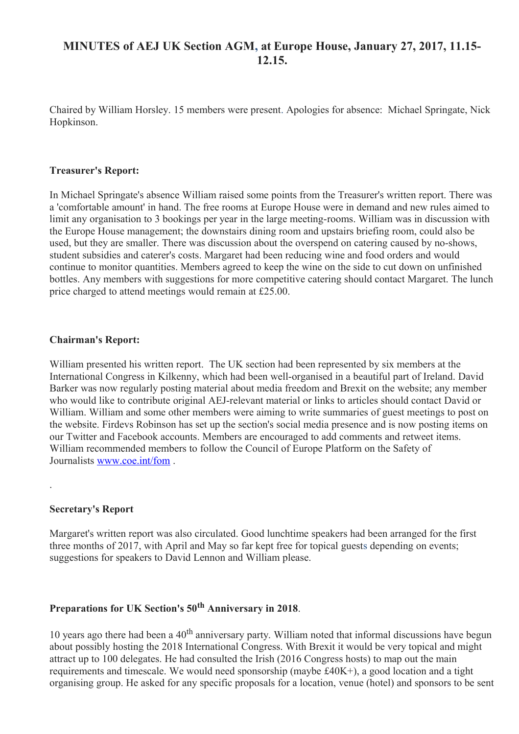# MINUTES of AEJ UK Section AGM, at Europe House, January 27, 2017, 11.15-12.15.

Chaired by William Horsley. 15 members were present. Apologies for absence: Michael Springate, Nick Hopkinson.

**Treasurer's Report:**

In Michael Springate's absence William raised some points from the Treasurer's written report. There was a 'comfortable amount' in hand. The free rooms at Europe House were in demand and new rules aimed to limit any organisation to 3 bookings per year in the large meeting-rooms. William was in discussion with the Europe House management; the downstairs dining room and upstairs briefing room, could also be used, but they are smaller. There was discussion about the overspend on catering caused by no-shows, student subsidies and caterer's costs. Margaret had been reducing wine and food orders and would continue to monitor quantities. Members agreed to keep the wine on the side to cut down on unfinished bottles. Any members with suggestions for more competitive catering should contact Margaret. The lunch price charged to attend meetings would remain at £25.00.

**Chairman's Report:**

William presented his written report. The UK section had been represented by six members at the International Congress in Kilkenny, which had been well-organised in a beautiful part of Ireland. David Barker was now regularly posting material about media freedom and Brexit on the website; any member who would like to contribute original AEJ-relevant material or links to articles should contact David or William. William and some other members were aiming to write summaries of guest meetings to post on the website. Firdevs Robinson has set up the section's social media presence and is now posting items on our Twitter and Facebook accounts. Members are encouraged to add comments and retweet items. William recommended members to follow the Council of Europe Platform on the Safety of Journalists www.coe.int/fom .

.

**Secretary's Report**

Margaret's written report was also circulated. Good lunchtime speakers had been arranged for the first three months of 2017, with April and May so far kept free for topical guests depending on events; suggestions for speakers to David Lennon and William please.

**Preparations for UK Section's 50th Anniversary in 2018**.

10 years ago there had been a 40th anniversary party. William noted that informal discussions have begun about possibly hosting the 2018 International Congress. With Brexit it would be very topical and might attract up to 100 delegates. He had consulted the Irish (2016 Congress hosts) to map out the main requirements and timescale. We would need sponsorship (maybe £40K+), a good location and a tight organising group. He asked for any specific proposals for a location, venue (hotel) and sponsors to be sent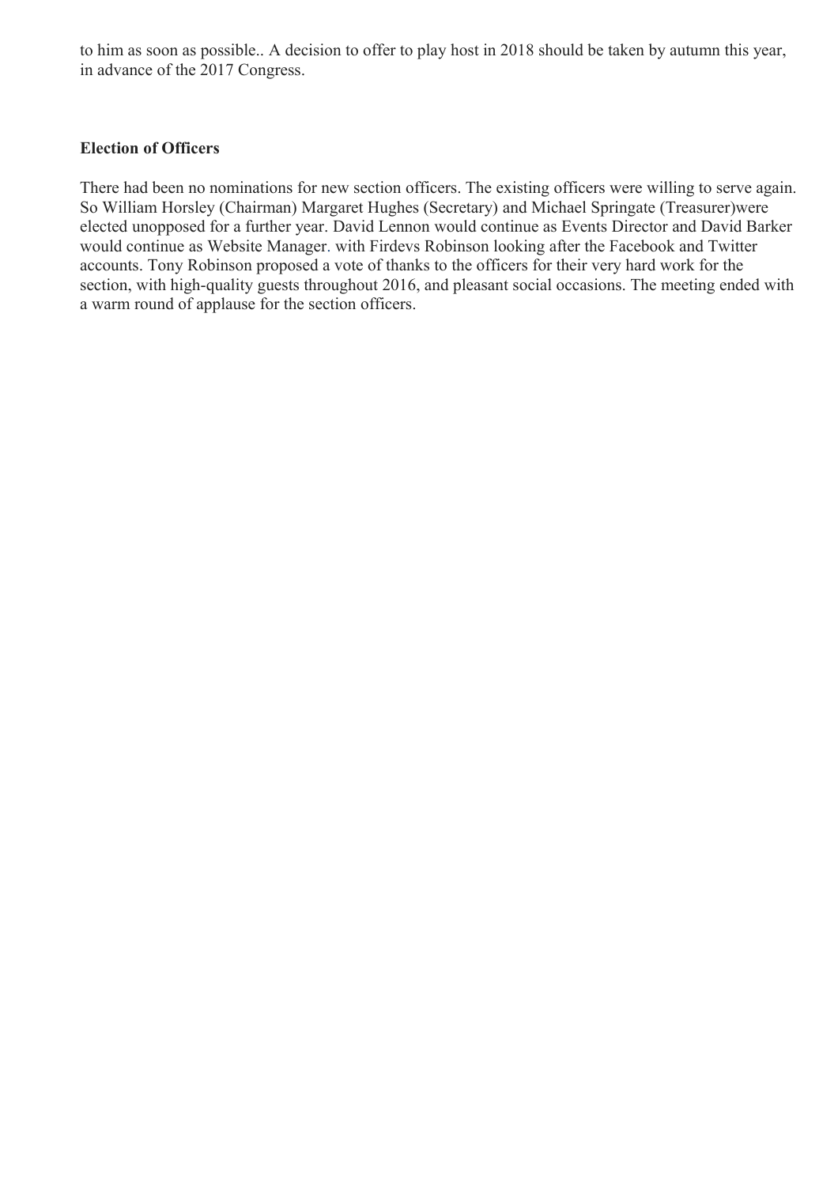to him as soon as possible.. A decision to offer to play host in 2018 should be taken by autumn this year, in advance of the 2017 Congress.

**Election of Officers**

There had been no nominations for new section officers. The existing officers were willing to serve again. So William Horsley (Chairman) Margaret Hughes (Secretary) and Michael Springate (Treasurer)were elected unopposed for a further year. David Lennon would continue as Events Director and David Barker would continue as Website Manager. with Firdevs Robinson looking after the Facebook and Twitter accounts. Tony Robinson proposed a vote of thanks to the officers for their very hard work for the section, with high-quality guests throughout 2016, and pleasant social occasions. The meeting ended with a warm round of applause for the section officers.